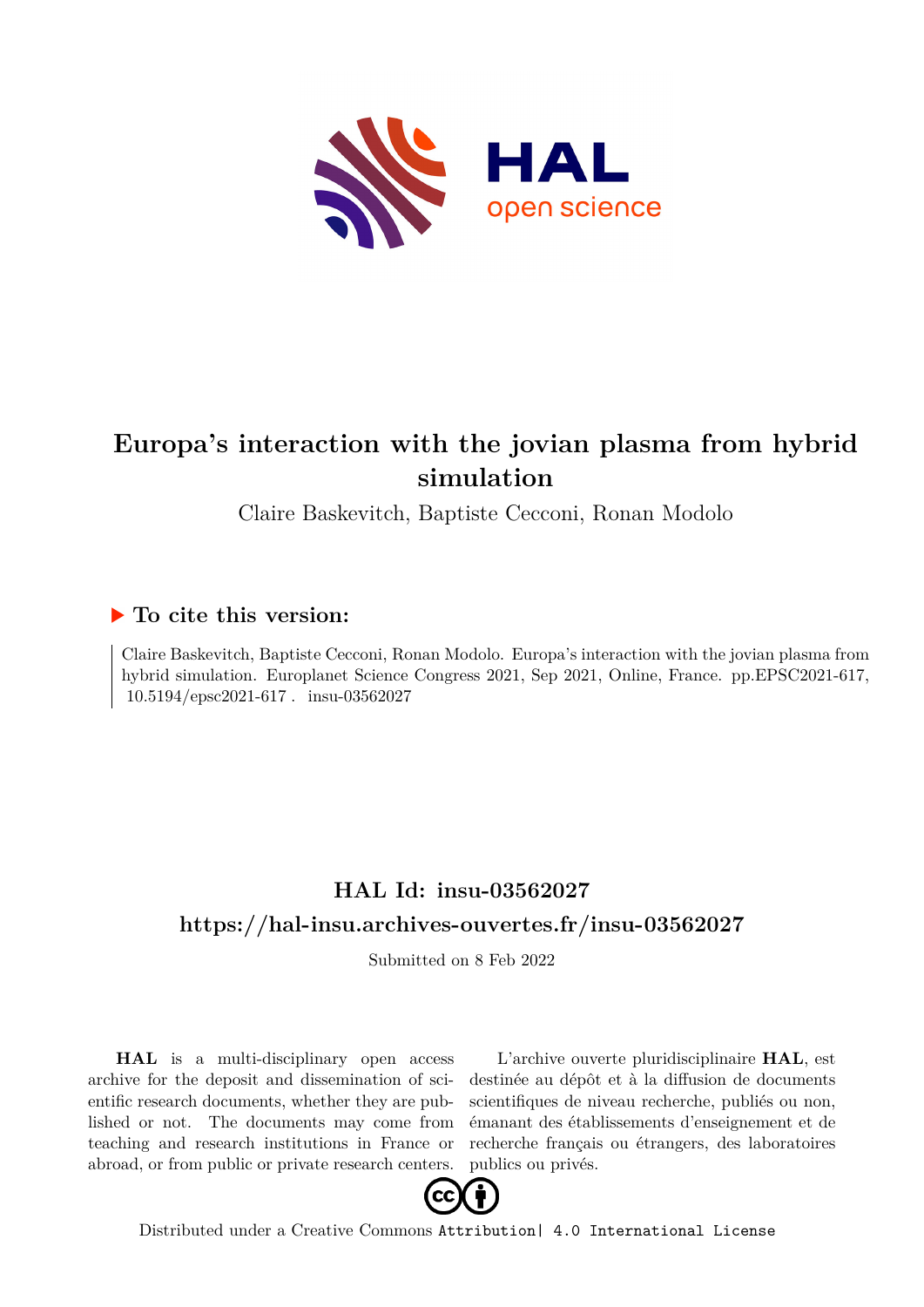# Europa's interaction with the jovian plasma from hybrid simulation

Claire Baskevitch, Baptiste Cecconi, Ronan Modolo

## ▶ To cite this version:

Claire Baskevitch, Baptiste Cecconi, Ronan Modolo. Europa's interaction with the jovian plasma from hybrid simulation. Europlanet Science Congress 2021, Sep 2021, Online, France. pp.EPSC2021-617, 10.5194/epsc2021-617 . insu-03562027

## HAL Id: insu-03562027

## https://hal-insu.archives-ouvertes.fr/insu-03562027

Submitted on 8 Feb 2022

**HAL** is a multi-disciplinary open access archive for the deposit and dissemination of scientific research documents, whether they are published or not. The documents may come from teaching and research institutions in France or abroad, or from public or private research centers.

L'archive ouverte pluridisciplinaire **HAL**, est destinée au dépôt et à la diffusion de documents scientifiques de niveau recherche, publiés ou non, émanant des établissements d'enseignement et de recherche français ou étrangers, des laboratoires publics ou privés.

Distributed under a Creative Commons Attribution| 4.0 International License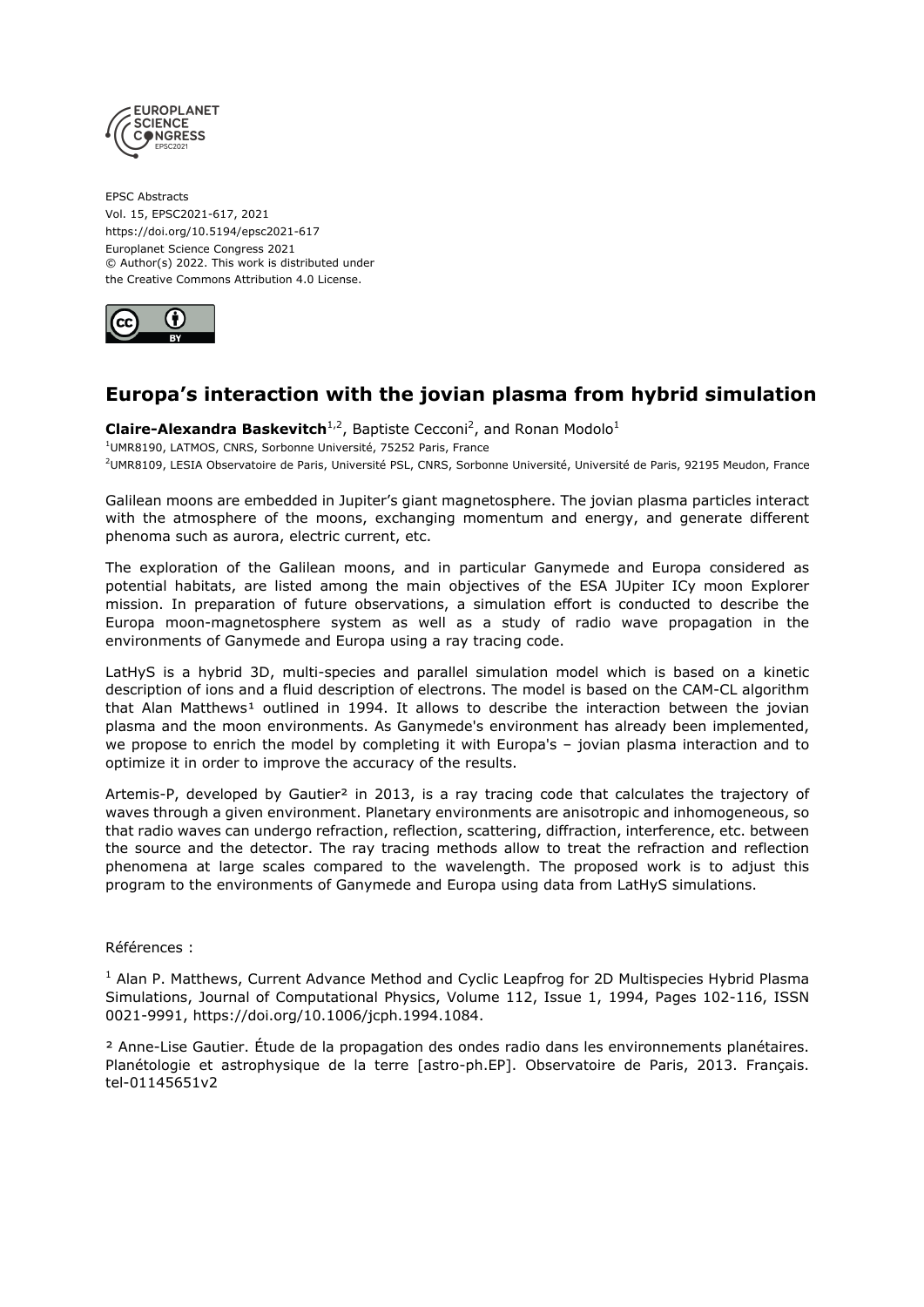EPSC Abstracts
Vol. 15, EPSC2021-617, 2021
https://doi.org/10.5194/epsc2021-617
Europlanet Science Congress 2021
© Author(s) 2022. This work is distributed under
the Creative Commons Attribution 4.0 License.

# Europa's interaction with the jovian plasma from hybrid simulation

**Claire-Alexandra Baskevitch**[1,2], Baptiste Cecconi[2], and Ronan Modolo[1]

[1]UMR8190, LATMOS, CNRS, Sorbonne Université, 75252 Paris, France

[2]UMR8109, LESIA Observatoire de Paris, Université PSL, CNRS, Sorbonne Université, Université de Paris, 92195 Meudon, France

Galilean moons are embedded in Jupiter's giant magnetosphere. The jovian plasma particles interact with the atmosphere of the moons, exchanging momentum and energy, and generate different phenoma such as aurora, electric current, etc.

The exploration of the Galilean moons, and in particular Ganymede and Europa considered as potential habitats, are listed among the main objectives of the ESA JUpiter ICy moon Explorer mission. In preparation of future observations, a simulation effort is conducted to describe the Europa moon-magnetosphere system as well as a study of radio wave propagation in the environments of Ganymede and Europa using a ray tracing code.

LatHyS is a hybrid 3D, multi-species and parallel simulation model which is based on a kinetic description of ions and a fluid description of electrons. The model is based on the CAM-CL algorithm that Alan Matthews[1] outlined in 1994. It allows to describe the interaction between the jovian plasma and the moon environments. As Ganymede's environment has already been implemented, we propose to enrich the model by completing it with Europa's – jovian plasma interaction and to optimize it in order to improve the accuracy of the results.

Artemis-P, developed by Gautier[2] in 2013, is a ray tracing code that calculates the trajectory of waves through a given environment. Planetary environments are anisotropic and inhomogeneous, so that radio waves can undergo refraction, reflection, scattering, diffraction, interference, etc. between the source and the detector. The ray tracing methods allow to treat the refraction and reflection phenomena at large scales compared to the wavelength. The proposed work is to adjust this program to the environments of Ganymede and Europa using data from LatHyS simulations.

Références :

[1] Alan P. Matthews, Current Advance Method and Cyclic Leapfrog for 2D Multispecies Hybrid Plasma Simulations, Journal of Computational Physics, Volume 112, Issue 1, 1994, Pages 102-116, ISSN 0021-9991, https://doi.org/10.1006/jcph.1994.1084.

[2] Anne-Lise Gautier. Étude de la propagation des ondes radio dans les environnements planétaires. Planétologie et astrophysique de la terre [astro-ph.EP]. Observatoire de Paris, 2013. Français. tel-01145651v2